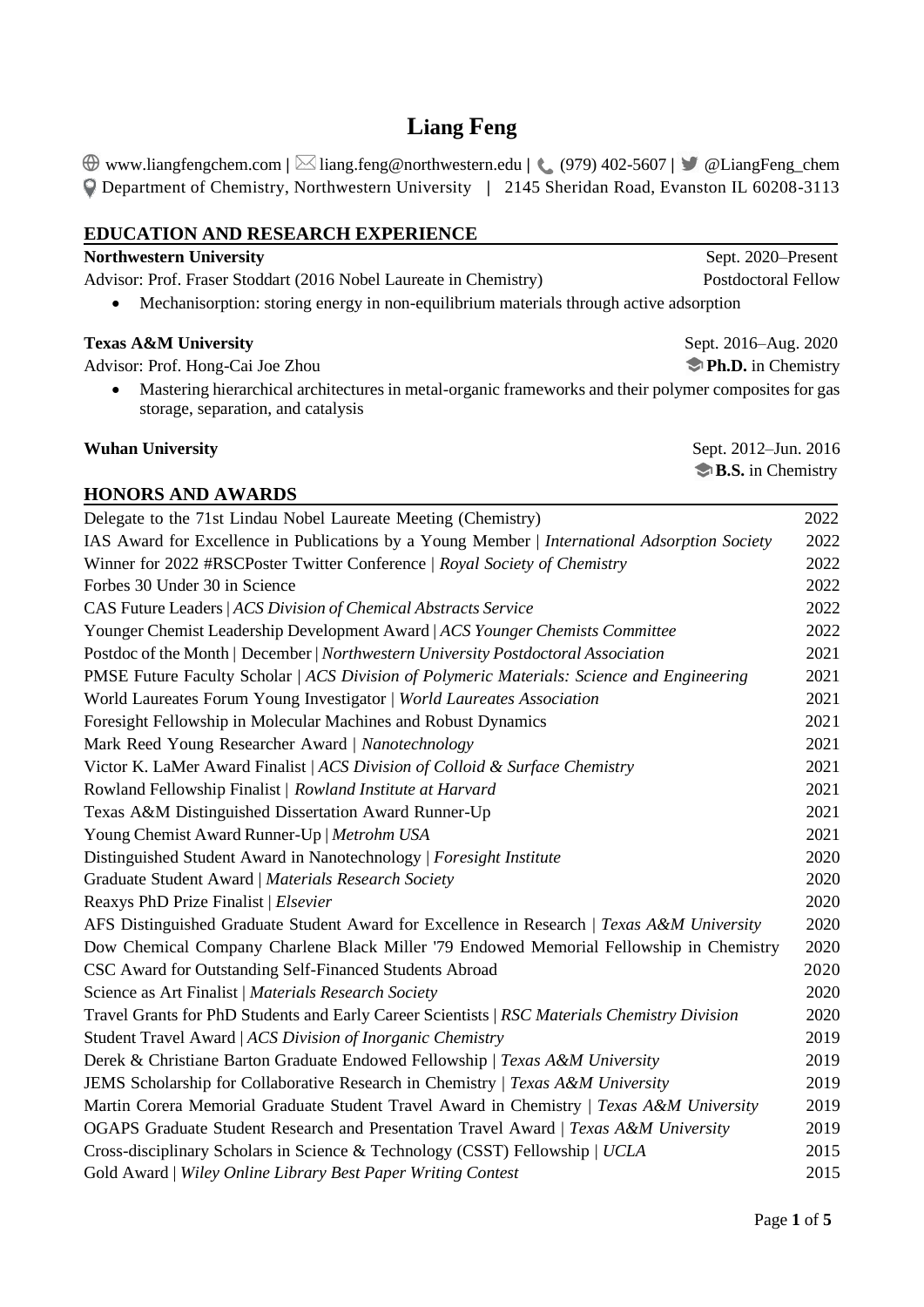# Liang Feng

www.liangfengchem.com | liang.feng@northwestern.edu | (979) 402-5607 | @LiangFeng_chem
Department of Chemistry, Northwestern University | 2145 Sheridan Road, Evanston IL 60208-3113

## EDUCATION AND RESEARCH EXPERIENCE

**Northwestern University** — Sept. 2020–Present
Advisor: Prof. Fraser Stoddart (2016 Nobel Laureate in Chemistry) — Postdoctoral Fellow

- Mechanisorption: storing energy in non-equilibrium materials through active adsorption

**Texas A&M University** — Sept. 2016–Aug. 2020
Advisor: Prof. Hong-Cai Joe Zhou — **Ph.D.** in Chemistry

- Mastering hierarchical architectures in metal-organic frameworks and their polymer composites for gas storage, separation, and catalysis

**Wuhan University** — Sept. 2012–Jun. 2016
**B.S.** in Chemistry

## HONORS AND AWARDS

| Award | Year |
|---|---|
| Delegate to the 71st Lindau Nobel Laureate Meeting (Chemistry) | 2022 |
| IAS Award for Excellence in Publications by a Young Member \| *International Adsorption Society* | 2022 |
| Winner for 2022 #RSCPoster Twitter Conference \| *Royal Society of Chemistry* | 2022 |
| Forbes 30 Under 30 in Science | 2022 |
| CAS Future Leaders \| *ACS Division of Chemical Abstracts Service* | 2022 |
| Younger Chemist Leadership Development Award \| *ACS Younger Chemists Committee* | 2022 |
| Postdoc of the Month \| December \| *Northwestern University Postdoctoral Association* | 2021 |
| PMSE Future Faculty Scholar \| *ACS Division of Polymeric Materials: Science and Engineering* | 2021 |
| World Laureates Forum Young Investigator \| *World Laureates Association* | 2021 |
| Foresight Fellowship in Molecular Machines and Robust Dynamics | 2021 |
| Mark Reed Young Researcher Award \| *Nanotechnology* | 2021 |
| Victor K. LaMer Award Finalist \| *ACS Division of Colloid & Surface Chemistry* | 2021 |
| Rowland Fellowship Finalist \| *Rowland Institute at Harvard* | 2021 |
| Texas A&M Distinguished Dissertation Award Runner-Up | 2021 |
| Young Chemist Award Runner-Up \| *Metrohm USA* | 2021 |
| Distinguished Student Award in Nanotechnology \| *Foresight Institute* | 2020 |
| Graduate Student Award \| *Materials Research Society* | 2020 |
| Reaxys PhD Prize Finalist \| *Elsevier* | 2020 |
| AFS Distinguished Graduate Student Award for Excellence in Research \| *Texas A&M University* | 2020 |
| Dow Chemical Company Charlene Black Miller '79 Endowed Memorial Fellowship in Chemistry | 2020 |
| CSC Award for Outstanding Self-Financed Students Abroad | 2020 |
| Science as Art Finalist \| *Materials Research Society* | 2020 |
| Travel Grants for PhD Students and Early Career Scientists \| *RSC Materials Chemistry Division* | 2020 |
| Student Travel Award \| *ACS Division of Inorganic Chemistry* | 2019 |
| Derek & Christiane Barton Graduate Endowed Fellowship \| *Texas A&M University* | 2019 |
| JEMS Scholarship for Collaborative Research in Chemistry \| *Texas A&M University* | 2019 |
| Martin Corera Memorial Graduate Student Travel Award in Chemistry \| *Texas A&M University* | 2019 |
| OGAPS Graduate Student Research and Presentation Travel Award \| *Texas A&M University* | 2019 |
| Cross-disciplinary Scholars in Science & Technology (CSST) Fellowship \| *UCLA* | 2015 |
| Gold Award \| *Wiley Online Library Best Paper Writing Contest* | 2015 |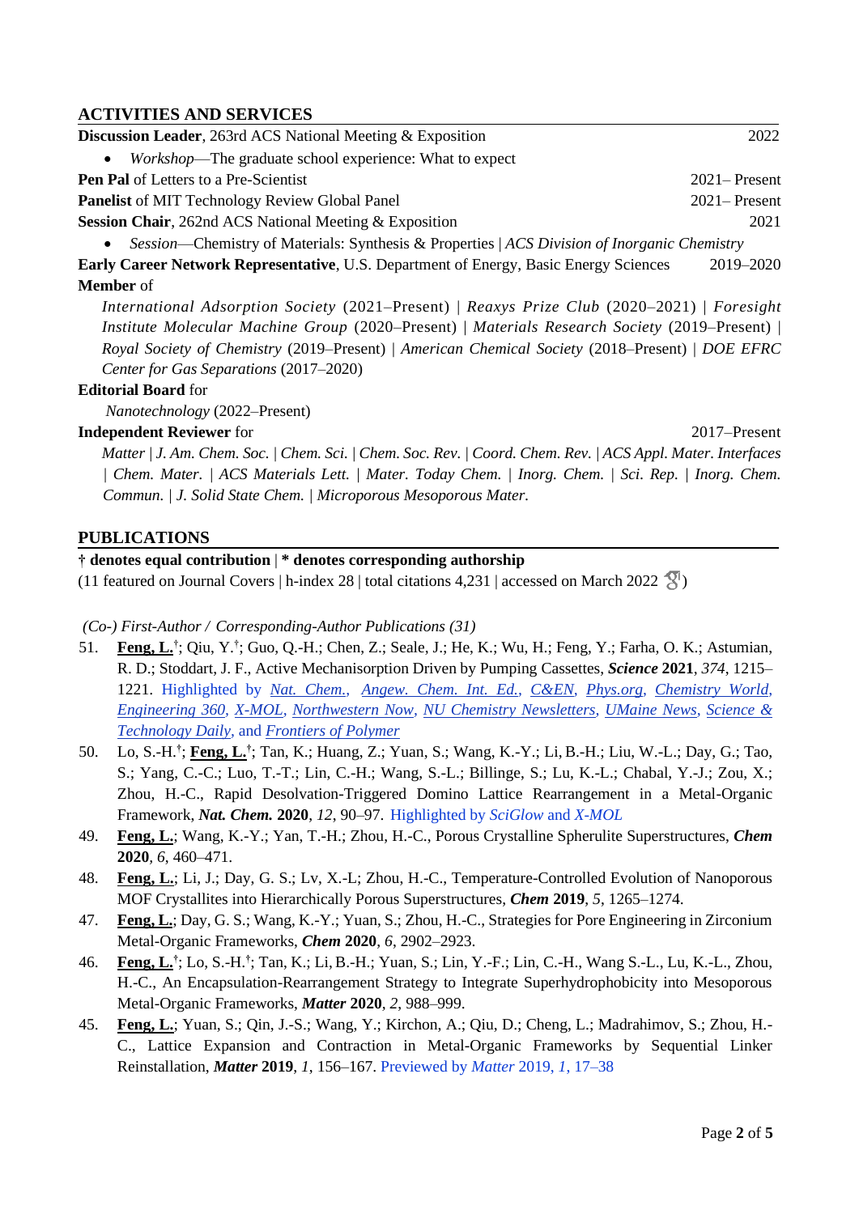## ACTIVITIES AND SERVICES

**Discussion Leader**, 263rd ACS National Meeting & Exposition 2022

- *Workshop*—The graduate school experience: What to expect

**Pen Pal** of Letters to a Pre-Scientist 2021– Present

**Panelist** of MIT Technology Review Global Panel 2021– Present

**Session Chair**, 262nd ACS National Meeting & Exposition 2021

- *Session*—Chemistry of Materials: Synthesis & Properties | *ACS Division of Inorganic Chemistry*

**Early Career Network Representative**, U.S. Department of Energy, Basic Energy Sciences 2019–2020

**Member** of

*International Adsorption Society* (2021–Present) | *Reaxys Prize Club* (2020–2021) | *Foresight Institute Molecular Machine Group* (2020–Present) | *Materials Research Society* (2019–Present) | *Royal Society of Chemistry* (2019–Present) | *American Chemical Society* (2018–Present) | *DOE EFRC Center for Gas Separations* (2017–2020)

**Editorial Board** for

*Nanotechnology* (2022–Present)

**Independent Reviewer** for 2017–Present

*Matter* | *J. Am. Chem. Soc.* | *Chem. Sci.* | *Chem. Soc. Rev.* | *Coord. Chem. Rev.* | *ACS Appl. Mater. Interfaces* | *Chem. Mater.* | *ACS Materials Lett.* | *Mater. Today Chem.* | *Inorg. Chem.* | *Sci. Rep.* | *Inorg. Chem. Commun.* | *J. Solid State Chem.* | *Microporous Mesoporous Mater.*

## PUBLICATIONS

**† denotes equal contribution | * denotes corresponding authorship**

(11 featured on Journal Covers | h-index 28 | total citations 4,231 | accessed on March 2022 )

*(Co-) First-Author / Corresponding-Author Publications (31)*

51. **Feng, L.**†; Qiu, Y.†; Guo, Q.-H.; Chen, Z.; Seale, J.; He, K.; Wu, H.; Feng, Y.; Farha, O. K.; Astumian, R. D.; Stoddart, J. F., Active Mechanisorption Driven by Pumping Cassettes, ***Science*** **2021**, *374*, 1215–1221. Highlighted by *Nat. Chem.*, *Angew. Chem. Int. Ed.*, *C&EN*, *Phys.org*, *Chemistry World*, *Engineering 360*, *X-MOL*, *Northwestern Now*, *NU Chemistry Newsletters*, *UMaine News*, *Science & Technology Daily*, and *Frontiers of Polymer*
50. Lo, S.-H.†; **Feng, L.**†; Tan, K.; Huang, Z.; Yuan, S.; Wang, K.-Y.; Li, B.-H.; Liu, W.-L.; Day, G.; Tao, S.; Yang, C.-C.; Luo, T.-T.; Lin, C.-H.; Wang, S.-L.; Billinge, S.; Lu, K.-L.; Chabal, Y.-J.; Zou, X.; Zhou, H.-C., Rapid Desolvation-Triggered Domino Lattice Rearrangement in a Metal-Organic Framework, ***Nat. Chem.*** **2020**, *12*, 90–97. Highlighted by *SciGlow* and *X-MOL*
49. **Feng, L.**; Wang, K.-Y.; Yan, T.-H.; Zhou, H.-C., Porous Crystalline Spherulite Superstructures, ***Chem*** **2020**, *6*, 460–471.
48. **Feng, L.**; Li, J.; Day, G. S.; Lv, X.-L; Zhou, H.-C., Temperature-Controlled Evolution of Nanoporous MOF Crystallites into Hierarchically Porous Superstructures, ***Chem*** **2019**, *5*, 1265–1274.
47. **Feng, L.**; Day, G. S.; Wang, K.-Y.; Yuan, S.; Zhou, H.-C., Strategies for Pore Engineering in Zirconium Metal-Organic Frameworks, ***Chem*** **2020**, *6*, 2902–2923.
46. **Feng, L.**†; Lo, S.-H.†; Tan, K.; Li, B.-H.; Yuan, S.; Lin, Y.-F.; Lin, C.-H., Wang S.-L., Lu, K.-L., Zhou, H.-C., An Encapsulation-Rearrangement Strategy to Integrate Superhydrophobicity into Mesoporous Metal-Organic Frameworks, ***Matter*** **2020**, *2*, 988–999.
45. **Feng, L.**; Yuan, S.; Qin, J.-S.; Wang, Y.; Kirchon, A.; Qiu, D.; Cheng, L.; Madrahimov, S.; Zhou, H.-C., Lattice Expansion and Contraction in Metal-Organic Frameworks by Sequential Linker Reinstallation, ***Matter*** **2019**, *1*, 156–167. Previewed by *Matter* 2019, *1*, 17–38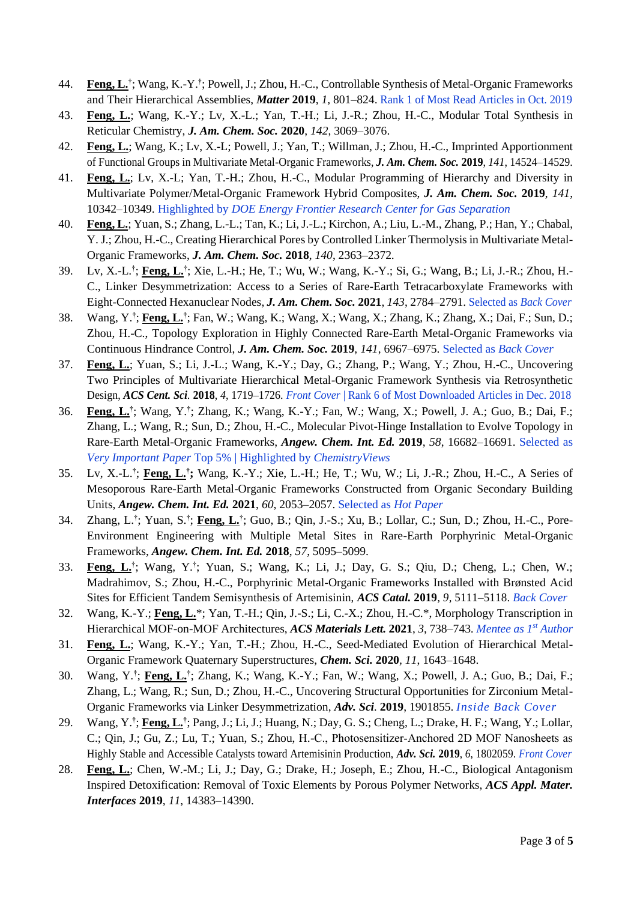44. **Feng, L.**†; Wang, K.-Y.†; Powell, J.; Zhou, H.-C., Controllable Synthesis of Metal-Organic Frameworks and Their Hierarchical Assemblies, ***Matter*** **2019**, *1*, 801–824. Rank 1 of Most Read Articles in Oct. 2019

43. **Feng, L.**; Wang, K.-Y.; Lv, X.-L.; Yan, T.-H.; Li, J.-R.; Zhou, H.-C., Modular Total Synthesis in Reticular Chemistry, ***J. Am. Chem. Soc.*** **2020**, *142*, 3069–3076.

42. **Feng, L.**; Wang, K.; Lv, X.-L; Powell, J.; Yan, T.; Willman, J.; Zhou, H.-C., Imprinted Apportionment of Functional Groups in Multivariate Metal-Organic Frameworks, ***J. Am. Chem. Soc.*** **2019**, *141*, 14524–14529.

41. **Feng, L.**; Lv, X.-L; Yan, T.-H.; Zhou, H.-C., Modular Programming of Hierarchy and Diversity in Multivariate Polymer/Metal-Organic Framework Hybrid Composites, ***J. Am. Chem. Soc.*** **2019**, *141*, 10342–10349. Highlighted by *DOE Energy Frontier Research Center for Gas Separation*

40. **Feng, L.**; Yuan, S.; Zhang, L.-L.; Tan, K.; Li, J.-L.; Kirchon, A.; Liu, L.-M., Zhang, P.; Han, Y.; Chabal, Y. J.; Zhou, H.-C., Creating Hierarchical Pores by Controlled Linker Thermolysis in Multivariate Metal-Organic Frameworks, ***J. Am. Chem. Soc.*** **2018**, *140*, 2363–2372.

39. Lv, X.-L.†; **Feng, L.**†; Xie, L.-H.; He, T.; Wu, W.; Wang, K.-Y.; Si, G.; Wang, B.; Li, J.-R.; Zhou, H.-C., Linker Desymmetrization: Access to a Series of Rare-Earth Tetracarboxylate Frameworks with Eight-Connected Hexanuclear Nodes, ***J. Am. Chem. Soc.*** **2021**, *143*, 2784–2791. Selected as *Back Cover*

38. Wang, Y.†; **Feng, L.**†; Fan, W.; Wang, K.; Wang, X.; Wang, X.; Zhang, K.; Zhang, X.; Dai, F.; Sun, D.; Zhou, H.-C., Topology Exploration in Highly Connected Rare-Earth Metal-Organic Frameworks via Continuous Hindrance Control, ***J. Am. Chem. Soc.*** **2019**, *141*, 6967–6975. Selected as *Back Cover*

37. **Feng, L.**; Yuan, S.; Li, J.-L.; Wang, K.-Y.; Day, G.; Zhang, P.; Wang, Y.; Zhou, H.-C., Uncovering Two Principles of Multivariate Hierarchical Metal-Organic Framework Synthesis via Retrosynthetic Design, ***ACS Cent. Sci.*** **2018**, *4*, 1719–1726. *Front Cover* | Rank 6 of Most Downloaded Articles in Dec. 2018

36. **Feng, L.**†; Wang, Y.†; Zhang, K.; Wang, K.-Y.; Fan, W.; Wang, X.; Powell, J. A.; Guo, B.; Dai, F.; Zhang, L.; Wang, R.; Sun, D.; Zhou, H.-C., Molecular Pivot-Hinge Installation to Evolve Topology in Rare-Earth Metal-Organic Frameworks, ***Angew. Chem. Int. Ed.*** **2019**, *58*, 16682–16691. Selected as *Very Important Paper* Top 5% | Highlighted by *ChemistryViews*

35. Lv, X.-L.†; **Feng, L.**†**;** Wang, K.-Y.; Xie, L.-H.; He, T.; Wu, W.; Li, J.-R.; Zhou, H.-C., A Series of Mesoporous Rare-Earth Metal-Organic Frameworks Constructed from Organic Secondary Building Units, ***Angew. Chem. Int. Ed.*** **2021**, *60*, 2053–2057. Selected as *Hot Paper*

34. Zhang, L.†; Yuan, S.†; **Feng, L.**†; Guo, B.; Qin, J.-S.; Xu, B.; Lollar, C.; Sun, D.; Zhou, H.-C., Pore-Environment Engineering with Multiple Metal Sites in Rare-Earth Porphyrinic Metal-Organic Frameworks, ***Angew. Chem. Int. Ed.*** **2018**, *57*, 5095–5099.

33. **Feng, L.**†; Wang, Y.†; Yuan, S.; Wang, K.; Li, J.; Day, G. S.; Qiu, D.; Cheng, L.; Chen, W.; Madrahimov, S.; Zhou, H.-C., Porphyrinic Metal-Organic Frameworks Installed with Brønsted Acid Sites for Efficient Tandem Semisynthesis of Artemisinin, ***ACS Catal.*** **2019**, *9*, 5111–5118. *Back Cover*

32. Wang, K.-Y.; **Feng, L.***; Yan, T.-H.; Qin, J.-S.; Li, C.-X.; Zhou, H.-C.*, Morphology Transcription in Hierarchical MOF-on-MOF Architectures, ***ACS Materials Lett.*** **2021**, *3*, 738–743. *Mentee as 1st Author*

31. **Feng, L.**; Wang, K.-Y.; Yan, T.-H.; Zhou, H.-C., Seed-Mediated Evolution of Hierarchical Metal-Organic Framework Quaternary Superstructures, ***Chem. Sci.*** **2020**, *11*, 1643–1648.

30. Wang, Y.†; **Feng, L.**†; Zhang, K.; Wang, K.-Y.; Fan, W.; Wang, X.; Powell, J. A.; Guo, B.; Dai, F.; Zhang, L.; Wang, R.; Sun, D.; Zhou, H.-C., Uncovering Structural Opportunities for Zirconium Metal-Organic Frameworks via Linker Desymmetrization, ***Adv. Sci.*** **2019**, 1901855. *Inside Back Cover*

29. Wang, Y.†; **Feng, L.**†; Pang, J.; Li, J.; Huang, N.; Day, G. S.; Cheng, L.; Drake, H. F.; Wang, Y.; Lollar, C.; Qin, J.; Gu, Z.; Lu, T.; Yuan, S.; Zhou, H.-C., Photosensitizer-Anchored 2D MOF Nanosheets as Highly Stable and Accessible Catalysts toward Artemisinin Production, ***Adv. Sci.*** **2019**, *6*, 1802059. *Front Cover*

28. **Feng, L.**; Chen, W.-M.; Li, J.; Day, G.; Drake, H.; Joseph, E.; Zhou, H.-C., Biological Antagonism Inspired Detoxification: Removal of Toxic Elements by Porous Polymer Networks, ***ACS Appl. Mater. Interfaces*** **2019**, *11*, 14383–14390.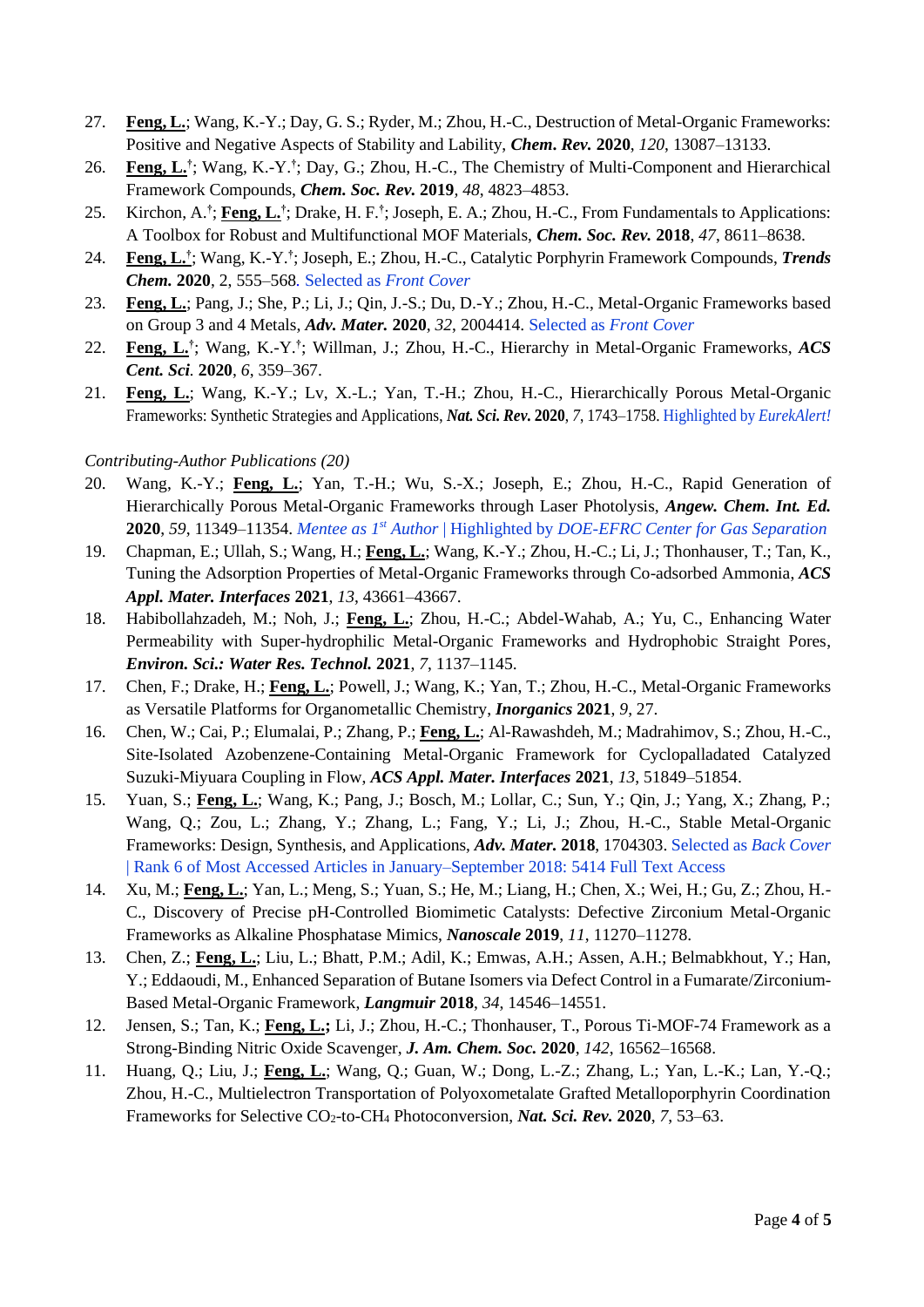27. **Feng, L.**; Wang, K.-Y.; Day, G. S.; Ryder, M.; Zhou, H.-C., Destruction of Metal-Organic Frameworks: Positive and Negative Aspects of Stability and Lability, ***Chem. Rev.*** **2020**, *120*, 13087–13133.
26. **Feng, L.**[†]; Wang, K.-Y.[†]; Day, G.; Zhou, H.-C., The Chemistry of Multi-Component and Hierarchical Framework Compounds, ***Chem. Soc. Rev.*** **2019**, *48*, 4823–4853.
25. Kirchon, A.[†]; **Feng, L.**[†]; Drake, H. F.[†]; Joseph, E. A.; Zhou, H.-C., From Fundamentals to Applications: A Toolbox for Robust and Multifunctional MOF Materials, ***Chem. Soc. Rev.*** **2018**, *47*, 8611–8638.
24. **Feng, L.**[†]; Wang, K.-Y.[†]; Joseph, E.; Zhou, H.-C., Catalytic Porphyrin Framework Compounds, ***Trends Chem.*** **2020**, 2, 555–568. Selected as *Front Cover*
23. **Feng, L.**; Pang, J.; She, P.; Li, J.; Qin, J.-S.; Du, D.-Y.; Zhou, H.-C., Metal-Organic Frameworks based on Group 3 and 4 Metals, ***Adv. Mater.*** **2020**, *32*, 2004414. Selected as *Front Cover*
22. **Feng, L.**[†]; Wang, K.-Y.[†]; Willman, J.; Zhou, H.-C., Hierarchy in Metal-Organic Frameworks, ***ACS Cent. Sci***. **2020**, *6*, 359–367.
21. **Feng, L.**; Wang, K.-Y.; Lv, X.-L.; Yan, T.-H.; Zhou, H.-C., Hierarchically Porous Metal-Organic Frameworks: Synthetic Strategies and Applications, ***Nat. Sci. Rev.*** **2020**, *7*, 1743–1758. Highlighted by *EurekAlert!*

*Contributing-Author Publications (20)*

20. Wang, K.-Y.; **Feng, L.**; Yan, T.-H.; Wu, S.-X.; Joseph, E.; Zhou, H.-C., Rapid Generation of Hierarchically Porous Metal-Organic Frameworks through Laser Photolysis, ***Angew. Chem. Int. Ed.*** **2020**, *59*, 11349–11354. *Mentee as 1st Author* | Highlighted by *DOE-EFRC Center for Gas Separation*
19. Chapman, E.; Ullah, S.; Wang, H.; **Feng, L.**; Wang, K.-Y.; Zhou, H.-C.; Li, J.; Thonhauser, T.; Tan, K., Tuning the Adsorption Properties of Metal-Organic Frameworks through Co-adsorbed Ammonia, ***ACS Appl. Mater. Interfaces*** **2021**, *13*, 43661–43667.
18. Habibollahzadeh, M.; Noh, J.; **Feng, L.**; Zhou, H.-C.; Abdel-Wahab, A.; Yu, C., Enhancing Water Permeability with Super-hydrophilic Metal-Organic Frameworks and Hydrophobic Straight Pores, ***Environ. Sci.: Water Res. Technol.*** **2021**, *7*, 1137–1145.
17. Chen, F.; Drake, H.; **Feng, L.**; Powell, J.; Wang, K.; Yan, T.; Zhou, H.-C., Metal-Organic Frameworks as Versatile Platforms for Organometallic Chemistry, ***Inorganics*** **2021**, *9*, 27.
16. Chen, W.; Cai, P.; Elumalai, P.; Zhang, P.; **Feng, L.**; Al-Rawashdeh, M.; Madrahimov, S.; Zhou, H.-C., Site-Isolated Azobenzene-Containing Metal-Organic Framework for Cyclopalladated Catalyzed Suzuki-Miyuara Coupling in Flow, ***ACS Appl. Mater. Interfaces*** **2021**, *13*, 51849–51854.
15. Yuan, S.; **Feng, L.**; Wang, K.; Pang, J.; Bosch, M.; Lollar, C.; Sun, Y.; Qin, J.; Yang, X.; Zhang, P.; Wang, Q.; Zou, L.; Zhang, Y.; Zhang, L.; Fang, Y.; Li, J.; Zhou, H.-C., Stable Metal-Organic Frameworks: Design, Synthesis, and Applications, ***Adv. Mater.*** **2018**, 1704303. Selected as *Back Cover* | Rank 6 of Most Accessed Articles in January–September 2018: 5414 Full Text Access
14. Xu, M.; **Feng, L.**; Yan, L.; Meng, S.; Yuan, S.; He, M.; Liang, H.; Chen, X.; Wei, H.; Gu, Z.; Zhou, H.-C., Discovery of Precise pH-Controlled Biomimetic Catalysts: Defective Zirconium Metal-Organic Frameworks as Alkaline Phosphatase Mimics, ***Nanoscale*** **2019**, *11*, 11270–11278.
13. Chen, Z.; **Feng, L.**; Liu, L.; Bhatt, P.M.; Adil, K.; Emwas, A.H.; Assen, A.H.; Belmabkhout, Y.; Han, Y.; Eddaoudi, M., Enhanced Separation of Butane Isomers via Defect Control in a Fumarate/Zirconium-Based Metal-Organic Framework, ***Langmuir*** **2018**, *34*, 14546–14551.
12. Jensen, S.; Tan, K.; **Feng, L.;** Li, J.; Zhou, H.-C.; Thonhauser, T., Porous Ti-MOF-74 Framework as a Strong-Binding Nitric Oxide Scavenger, ***J. Am. Chem. Soc.*** **2020**, *142*, 16562–16568.
11. Huang, Q.; Liu, J.; **Feng, L.**; Wang, Q.; Guan, W.; Dong, L.-Z.; Zhang, L.; Yan, L.-K.; Lan, Y.-Q.; Zhou, H.-C., Multielectron Transportation of Polyoxometalate Grafted Metalloporphyrin Coordination Frameworks for Selective $CO_2$-to-$CH_4$ Photoconversion, ***Nat. Sci. Rev.*** **2020**, *7*, 53–63.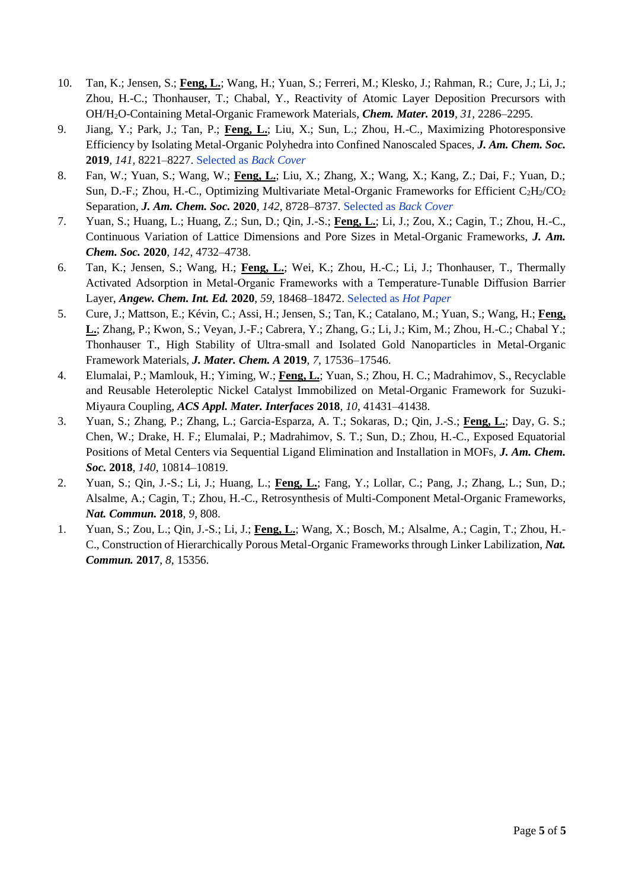10. Tan, K.; Jensen, S.; **Feng, L.**; Wang, H.; Yuan, S.; Ferreri, M.; Klesko, J.; Rahman, R.; Cure, J.; Li, J.; Zhou, H.-C.; Thonhauser, T.; Chabal, Y., Reactivity of Atomic Layer Deposition Precursors with OH/$H_2O$-Containing Metal-Organic Framework Materials, ***Chem. Mater.*** **2019**, *31*, 2286–2295.
9. Jiang, Y.; Park, J.; Tan, P.; **Feng, L.**; Liu, X.; Sun, L.; Zhou, H.-C., Maximizing Photoresponsive Efficiency by Isolating Metal-Organic Polyhedra into Confined Nanoscaled Spaces, ***J. Am. Chem. Soc.*** **2019**, *141*, 8221–8227. Selected as *Back Cover*
8. Fan, W.; Yuan, S.; Wang, W.; **Feng, L.**; Liu, X.; Zhang, X.; Wang, X.; Kang, Z.; Dai, F.; Yuan, D.; Sun, D.-F.; Zhou, H.-C., Optimizing Multivariate Metal-Organic Frameworks for Efficient $C_2H_2/CO_2$ Separation, ***J. Am. Chem. Soc.*** **2020**, *142*, 8728–8737. Selected as *Back Cover*
7. Yuan, S.; Huang, L.; Huang, Z.; Sun, D.; Qin, J.-S.; **Feng, L.**; Li, J.; Zou, X.; Cagin, T.; Zhou, H.-C., Continuous Variation of Lattice Dimensions and Pore Sizes in Metal-Organic Frameworks, ***J. Am. Chem. Soc.*** **2020**, *142*, 4732–4738.
6. Tan, K.; Jensen, S.; Wang, H.; **Feng, L.**; Wei, K.; Zhou, H.-C.; Li, J.; Thonhauser, T., Thermally Activated Adsorption in Metal-Organic Frameworks with a Temperature-Tunable Diffusion Barrier Layer, ***Angew. Chem. Int. Ed.*** **2020**, *59*, 18468–18472. Selected as *Hot Paper*
5. Cure, J.; Mattson, E.; Kévin, C.; Assi, H.; Jensen, S.; Tan, K.; Catalano, M.; Yuan, S.; Wang, H.; **Feng, L.**; Zhang, P.; Kwon, S.; Veyan, J.-F.; Cabrera, Y.; Zhang, G.; Li, J.; Kim, M.; Zhou, H.-C.; Chabal Y.; Thonhauser T., High Stability of Ultra-small and Isolated Gold Nanoparticles in Metal-Organic Framework Materials, ***J. Mater. Chem. A*** **2019**, *7*, 17536–17546.
4. Elumalai, P.; Mamlouk, H.; Yiming, W.; **Feng, L.**; Yuan, S.; Zhou, H. C.; Madrahimov, S., Recyclable and Reusable Heteroleptic Nickel Catalyst Immobilized on Metal-Organic Framework for Suzuki-Miyaura Coupling, ***ACS Appl. Mater. Interfaces*** **2018**, *10*, 41431–41438.
3. Yuan, S.; Zhang, P.; Zhang, L.; Garcia-Esparza, A. T.; Sokaras, D.; Qin, J.-S.; **Feng, L.**; Day, G. S.; Chen, W.; Drake, H. F.; Elumalai, P.; Madrahimov, S. T.; Sun, D.; Zhou, H.-C., Exposed Equatorial Positions of Metal Centers via Sequential Ligand Elimination and Installation in MOFs, ***J. Am. Chem. Soc.*** **2018**, *140*, 10814–10819.
2. Yuan, S.; Qin, J.-S.; Li, J.; Huang, L.; **Feng, L.**; Fang, Y.; Lollar, C.; Pang, J.; Zhang, L.; Sun, D.; Alsalme, A.; Cagin, T.; Zhou, H.-C., Retrosynthesis of Multi-Component Metal-Organic Frameworks, ***Nat. Commun.*** **2018**, *9*, 808.
1. Yuan, S.; Zou, L.; Qin, J.-S.; Li, J.; **Feng, L.**; Wang, X.; Bosch, M.; Alsalme, A.; Cagin, T.; Zhou, H.-C., Construction of Hierarchically Porous Metal-Organic Frameworks through Linker Labilization, ***Nat. Commun.*** **2017**, *8*, 15356.